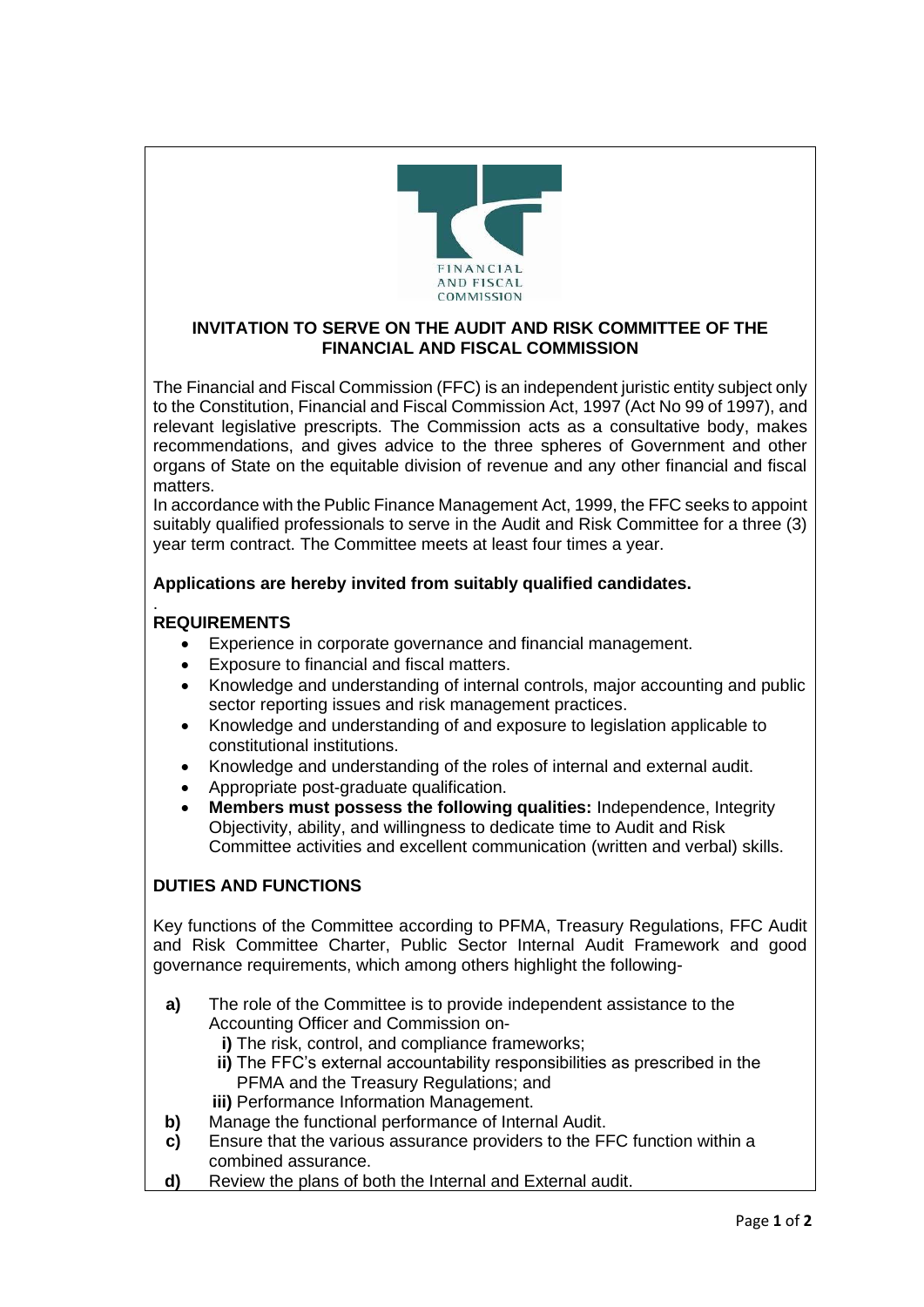# INVITATION TO SERVE ON THE AUDIT AND RISK COMMITTEE OF THE FINANCIAL AND FISCAL COMMISSION

The Financial and Fiscal Commission (FFC) is an independent juristic entity subject only to the Constitution, Financial and Fiscal Commission Act, 1997 (Act No 99 of 1997), and relevant legislative prescripts. The Commission acts as a consultative body, makes recommendations, and gives advice to the three spheres of Government and other organs of State on the equitable division of revenue and any other financial and fiscal matters.

In accordance with the Public Finance Management Act, 1999, the FFC seeks to appoint suitably qualified professionals to serve in the Audit and Risk Committee for a three (3) year term contract. The Committee meets at least four times a year.

**Applications are hereby invited from suitably qualified candidates.**

## REQUIREMENTS

- Experience in corporate governance and financial management.
- Exposure to financial and fiscal matters.
- Knowledge and understanding of internal controls, major accounting and public sector reporting issues and risk management practices.
- Knowledge and understanding of and exposure to legislation applicable to constitutional institutions.
- Knowledge and understanding of the roles of internal and external audit.
- Appropriate post-graduate qualification.
- **Members must possess the following qualities:** Independence, Integrity Objectivity, ability, and willingness to dedicate time to Audit and Risk Committee activities and excellent communication (written and verbal) skills.

## DUTIES AND FUNCTIONS

Key functions of the Committee according to PFMA, Treasury Regulations, FFC Audit and Risk Committee Charter, Public Sector Internal Audit Framework and good governance requirements, which among others highlight the following-

**a)** The role of the Committee is to provide independent assistance to the Accounting Officer and Commission on-

  **i)** The risk, control, and compliance frameworks;

  **ii)** The FFC's external accountability responsibilities as prescribed in the PFMA and the Treasury Regulations; and

  **iii)** Performance Information Management.

**b)** Manage the functional performance of Internal Audit.

**c)** Ensure that the various assurance providers to the FFC function within a combined assurance.

**d)** Review the plans of both the Internal and External audit.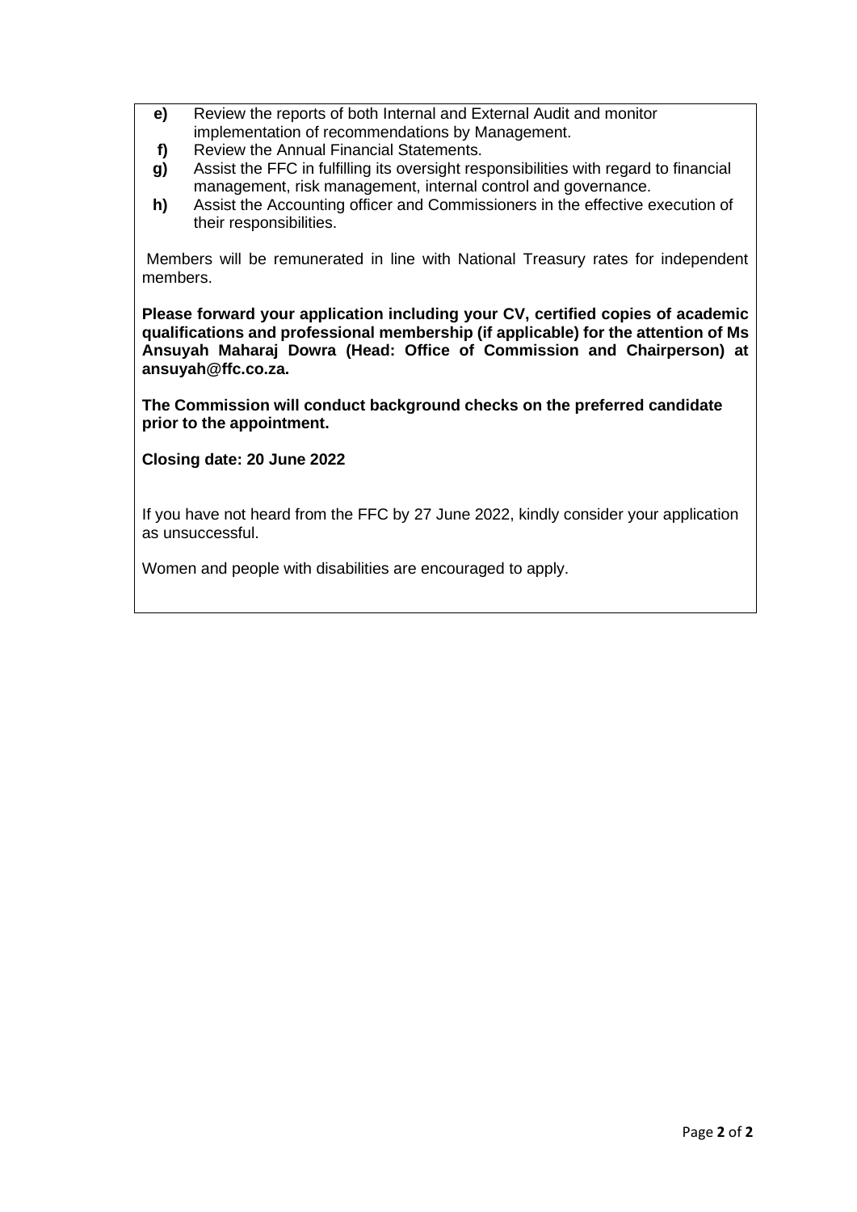- **e)** Review the reports of both Internal and External Audit and monitor implementation of recommendations by Management.
- **f)** Review the Annual Financial Statements.
- **g)** Assist the FFC in fulfilling its oversight responsibilities with regard to financial management, risk management, internal control and governance.
- **h)** Assist the Accounting officer and Commissioners in the effective execution of their responsibilities.

Members will be remunerated in line with National Treasury rates for independent members.

**Please forward your application including your CV, certified copies of academic qualifications and professional membership (if applicable) for the attention of Ms Ansuyah Maharaj Dowra (Head: Office of Commission and Chairperson) at ansuyah@ffc.co.za.**

**The Commission will conduct background checks on the preferred candidate prior to the appointment.**

**Closing date: 20 June 2022**

If you have not heard from the FFC by 27 June 2022, kindly consider your application as unsuccessful.

Women and people with disabilities are encouraged to apply.